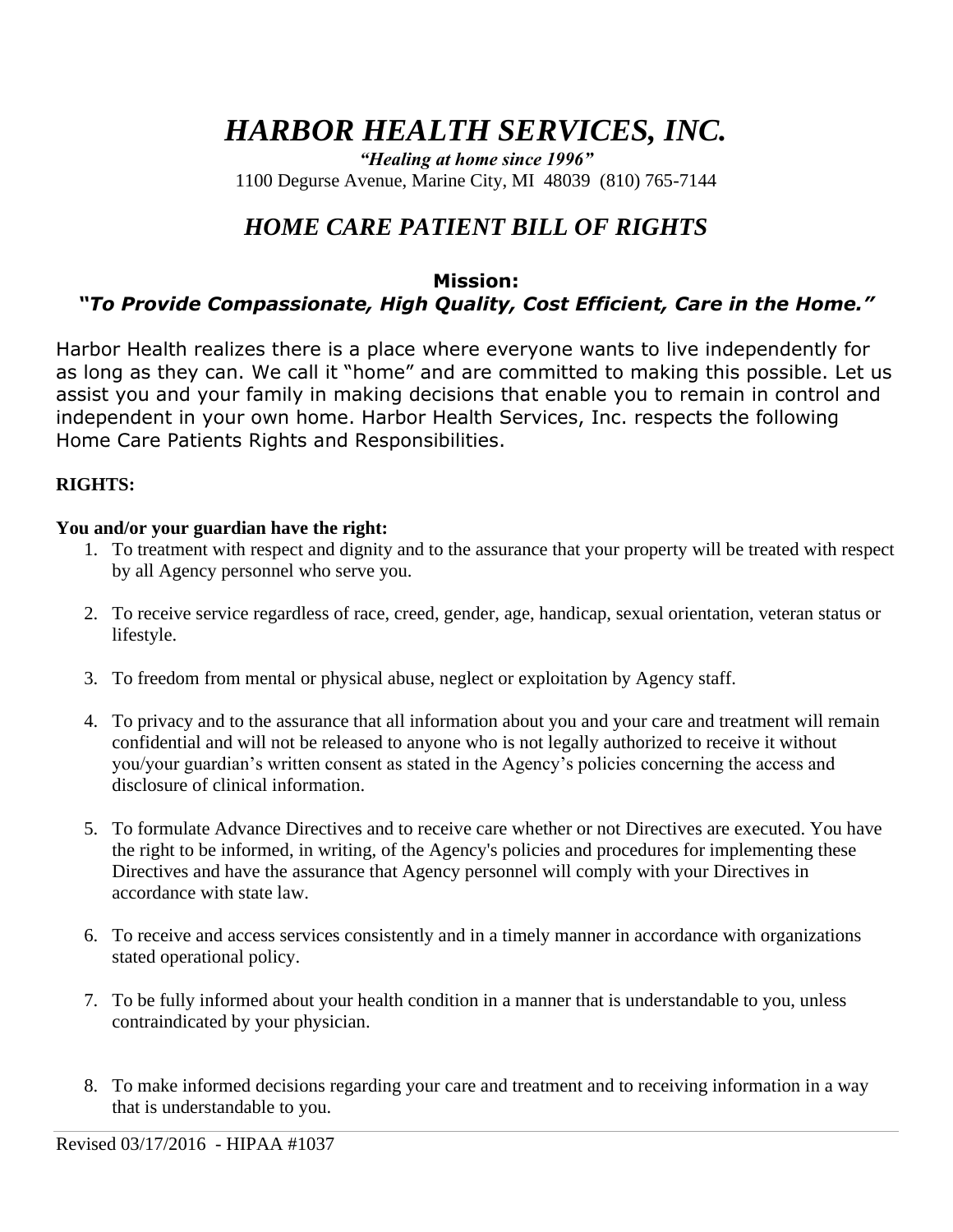# *HARBOR HEALTH SERVICES, INC.*

***"Healing at home since 1996"***

1100 Degurse Avenue, Marine City, MI 48039 (810) 765-7144

## *HOME CARE PATIENT BILL OF RIGHTS*

**Mission:**

***"To Provide Compassionate, High Quality, Cost Efficient, Care in the Home."***

Harbor Health realizes there is a place where everyone wants to live independently for as long as they can. We call it "home" and are committed to making this possible. Let us assist you and your family in making decisions that enable you to remain in control and independent in your own home. Harbor Health Services, Inc. respects the following Home Care Patients Rights and Responsibilities.

**RIGHTS:**

**You and/or your guardian have the right:**

1. To treatment with respect and dignity and to the assurance that your property will be treated with respect by all Agency personnel who serve you.

2. To receive service regardless of race, creed, gender, age, handicap, sexual orientation, veteran status or lifestyle.

3. To freedom from mental or physical abuse, neglect or exploitation by Agency staff.

4. To privacy and to the assurance that all information about you and your care and treatment will remain confidential and will not be released to anyone who is not legally authorized to receive it without you/your guardian's written consent as stated in the Agency's policies concerning the access and disclosure of clinical information.

5. To formulate Advance Directives and to receive care whether or not Directives are executed. You have the right to be informed, in writing, of the Agency's policies and procedures for implementing these Directives and have the assurance that Agency personnel will comply with your Directives in accordance with state law.

6. To receive and access services consistently and in a timely manner in accordance with organizations stated operational policy.

7. To be fully informed about your health condition in a manner that is understandable to you, unless contraindicated by your physician.

8. To make informed decisions regarding your care and treatment and to receiving information in a way that is understandable to you.

Revised 03/17/2016 - HIPAA #1037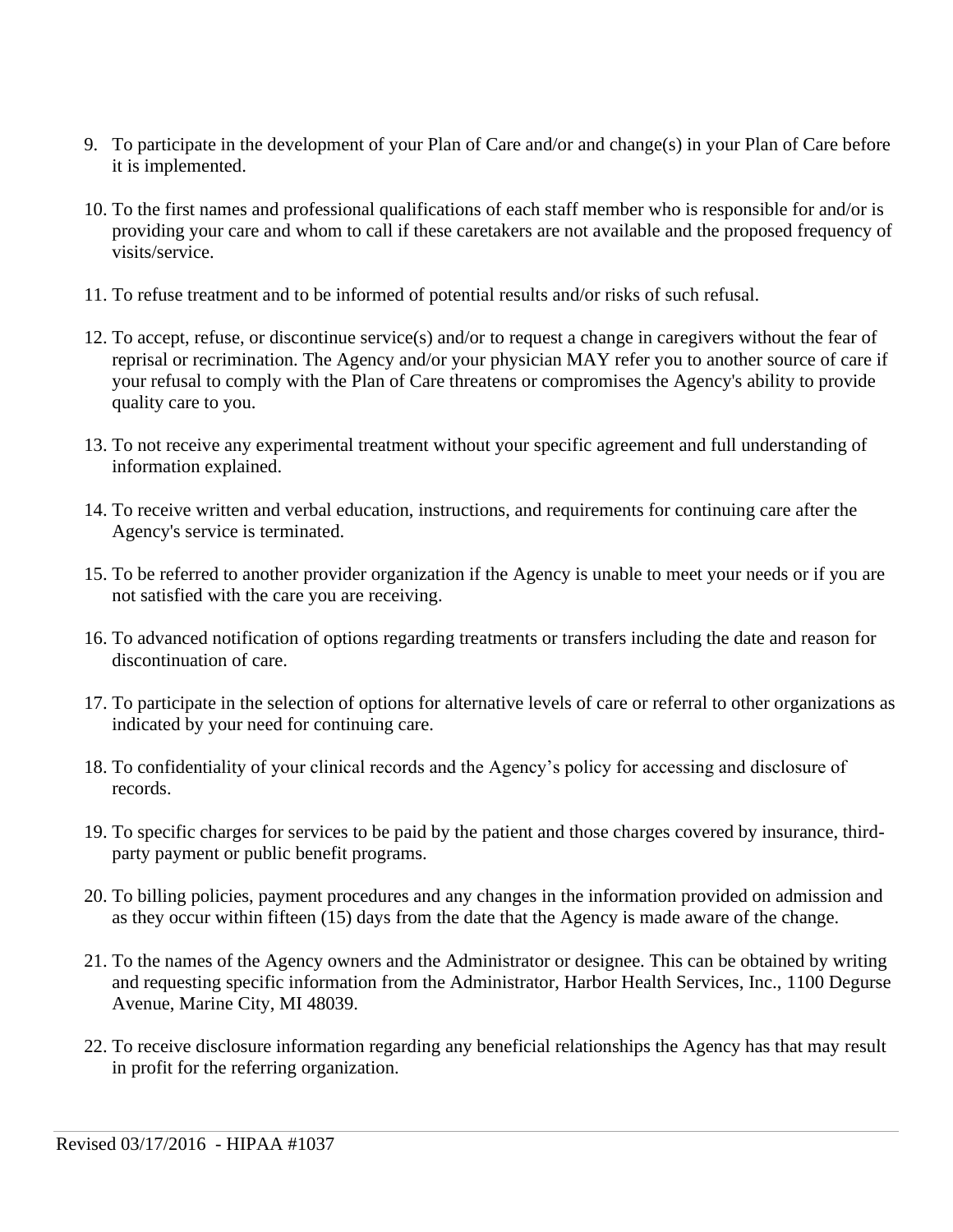9. To participate in the development of your Plan of Care and/or and change(s) in your Plan of Care before it is implemented.

10. To the first names and professional qualifications of each staff member who is responsible for and/or is providing your care and whom to call if these caretakers are not available and the proposed frequency of visits/service.

11. To refuse treatment and to be informed of potential results and/or risks of such refusal.

12. To accept, refuse, or discontinue service(s) and/or to request a change in caregivers without the fear of reprisal or recrimination. The Agency and/or your physician MAY refer you to another source of care if your refusal to comply with the Plan of Care threatens or compromises the Agency's ability to provide quality care to you.

13. To not receive any experimental treatment without your specific agreement and full understanding of information explained.

14. To receive written and verbal education, instructions, and requirements for continuing care after the Agency's service is terminated.

15. To be referred to another provider organization if the Agency is unable to meet your needs or if you are not satisfied with the care you are receiving.

16. To advanced notification of options regarding treatments or transfers including the date and reason for discontinuation of care.

17. To participate in the selection of options for alternative levels of care or referral to other organizations as indicated by your need for continuing care.

18. To confidentiality of your clinical records and the Agency's policy for accessing and disclosure of records.

19. To specific charges for services to be paid by the patient and those charges covered by insurance, third-party payment or public benefit programs.

20. To billing policies, payment procedures and any changes in the information provided on admission and as they occur within fifteen (15) days from the date that the Agency is made aware of the change.

21. To the names of the Agency owners and the Administrator or designee. This can be obtained by writing and requesting specific information from the Administrator, Harbor Health Services, Inc., 1100 Degurse Avenue, Marine City, MI 48039.

22. To receive disclosure information regarding any beneficial relationships the Agency has that may result in profit for the referring organization.

Revised 03/17/2016 - HIPAA #1037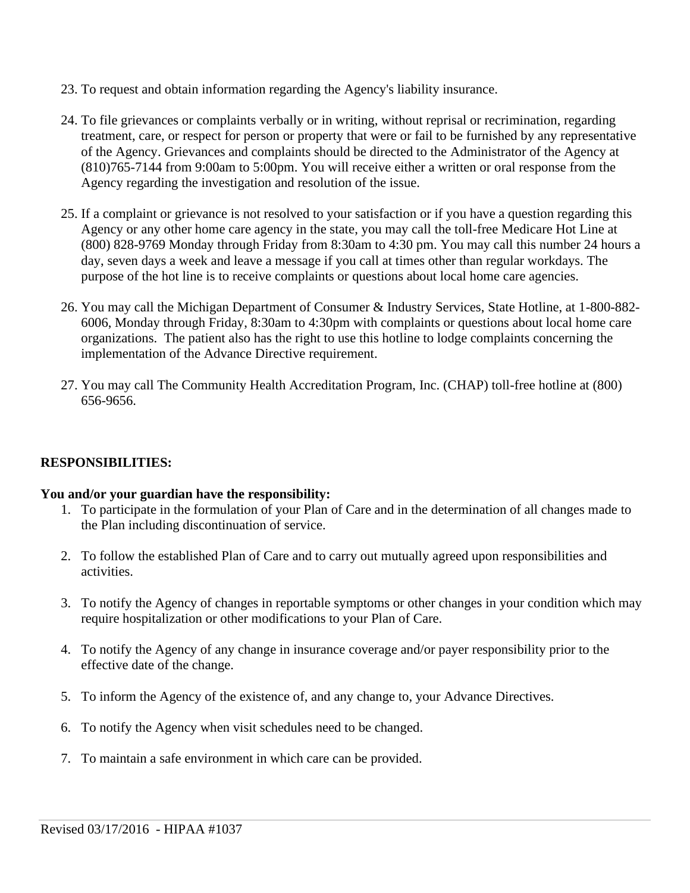23. To request and obtain information regarding the Agency's liability insurance.

24. To file grievances or complaints verbally or in writing, without reprisal or recrimination, regarding treatment, care, or respect for person or property that were or fail to be furnished by any representative of the Agency. Grievances and complaints should be directed to the Administrator of the Agency at (810)765-7144 from 9:00am to 5:00pm. You will receive either a written or oral response from the Agency regarding the investigation and resolution of the issue.

25. If a complaint or grievance is not resolved to your satisfaction or if you have a question regarding this Agency or any other home care agency in the state, you may call the toll-free Medicare Hot Line at (800) 828-9769 Monday through Friday from 8:30am to 4:30 pm. You may call this number 24 hours a day, seven days a week and leave a message if you call at times other than regular workdays. The purpose of the hot line is to receive complaints or questions about local home care agencies.

26. You may call the Michigan Department of Consumer & Industry Services, State Hotline, at 1-800-882-6006, Monday through Friday, 8:30am to 4:30pm with complaints or questions about local home care organizations. The patient also has the right to use this hotline to lodge complaints concerning the implementation of the Advance Directive requirement.

27. You may call The Community Health Accreditation Program, Inc. (CHAP) toll-free hotline at (800) 656-9656.

**RESPONSIBILITIES:**

**You and/or your guardian have the responsibility:**

1. To participate in the formulation of your Plan of Care and in the determination of all changes made to the Plan including discontinuation of service.

2. To follow the established Plan of Care and to carry out mutually agreed upon responsibilities and activities.

3. To notify the Agency of changes in reportable symptoms or other changes in your condition which may require hospitalization or other modifications to your Plan of Care.

4. To notify the Agency of any change in insurance coverage and/or payer responsibility prior to the effective date of the change.

5. To inform the Agency of the existence of, and any change to, your Advance Directives.

6. To notify the Agency when visit schedules need to be changed.

7. To maintain a safe environment in which care can be provided.

Revised 03/17/2016 - HIPAA #1037